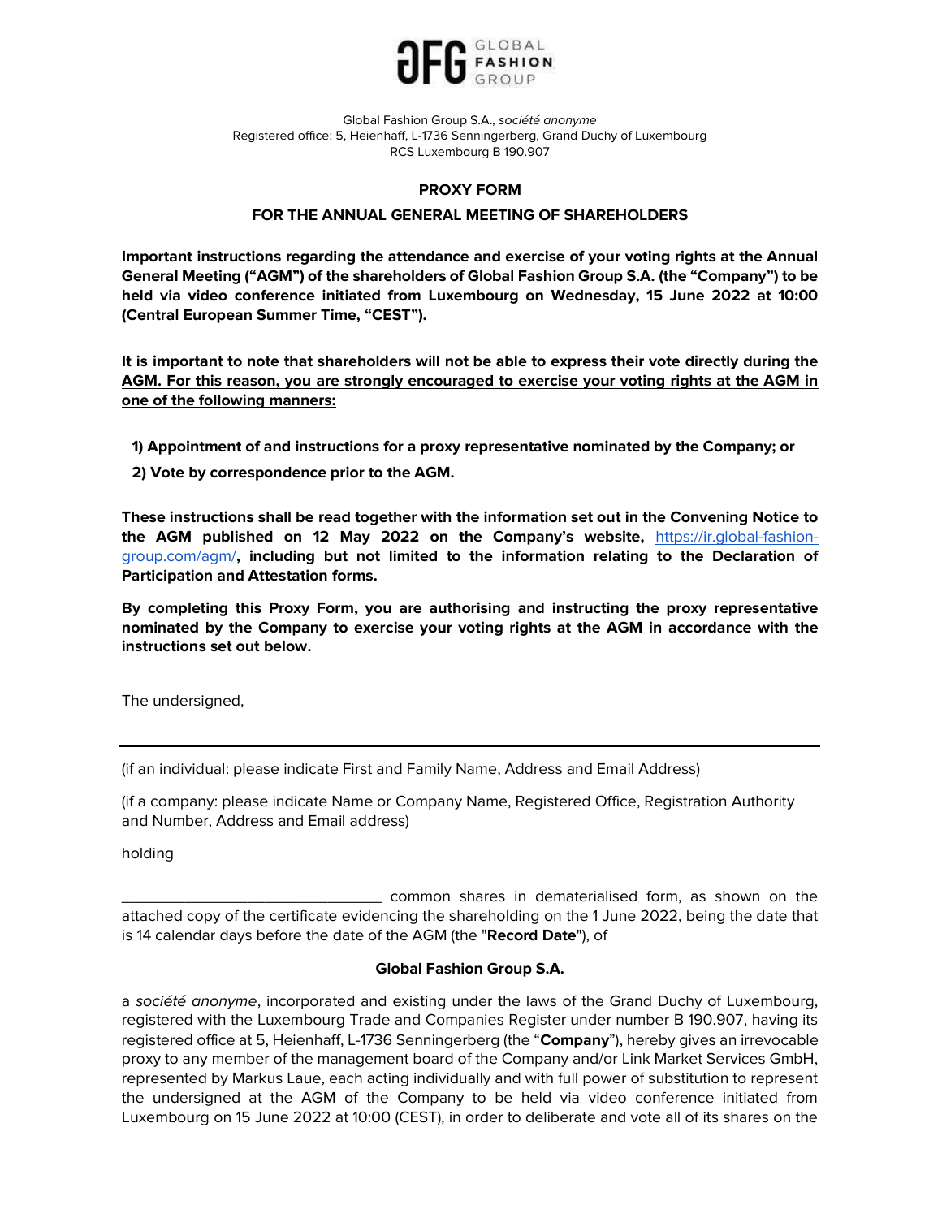GFG GLOBAL FASHION GROUP

Global Fashion Group S.A., *société anonyme*
Registered office: 5, Heienhaff, L-1736 Senningerberg, Grand Duchy of Luxembourg
RCS Luxembourg B 190.907

## PROXY FORM

## FOR THE ANNUAL GENERAL MEETING OF SHAREHOLDERS

**Important instructions regarding the attendance and exercise of your voting rights at the Annual General Meeting ("AGM") of the shareholders of Global Fashion Group S.A. (the "Company") to be held via video conference initiated from Luxembourg on Wednesday, 15 June 2022 at 10:00 (Central European Summer Time, "CEST").**

<u>**It is important to note that shareholders will not be able to express their vote directly during the AGM. For this reason, you are strongly encouraged to exercise your voting rights at the AGM in one of the following manners:**</u>

**1) Appointment of and instructions for a proxy representative nominated by the Company; or**

**2) Vote by correspondence prior to the AGM.**

**These instructions shall be read together with the information set out in the Convening Notice to the AGM published on 12 May 2022 on the Company's website,** [https://ir.global-fashion-group.com/agm/](https://ir.global-fashion-group.com/agm/)**, including but not limited to the information relating to the Declaration of Participation and Attestation forms.**

**By completing this Proxy Form, you are authorising and instructing the proxy representative nominated by the Company to exercise your voting rights at the AGM in accordance with the instructions set out below.**

The undersigned,

_______________________________________________

(if an individual: please indicate First and Family Name, Address and Email Address)

(if a company: please indicate Name or Company Name, Registered Office, Registration Authority and Number, Address and Email address)

holding

________________________________ common shares in dematerialised form, as shown on the attached copy of the certificate evidencing the shareholding on the 1 June 2022, being the date that is 14 calendar days before the date of the AGM (the "**Record Date**"), of

**Global Fashion Group S.A.**

a *société anonyme*, incorporated and existing under the laws of the Grand Duchy of Luxembourg, registered with the Luxembourg Trade and Companies Register under number B 190.907, having its registered office at 5, Heienhaff, L-1736 Senningerberg (the "**Company**"), hereby gives an irrevocable proxy to any member of the management board of the Company and/or Link Market Services GmbH, represented by Markus Laue, each acting individually and with full power of substitution to represent the undersigned at the AGM of the Company to be held via video conference initiated from Luxembourg on 15 June 2022 at 10:00 (CEST), in order to deliberate and vote all of its shares on the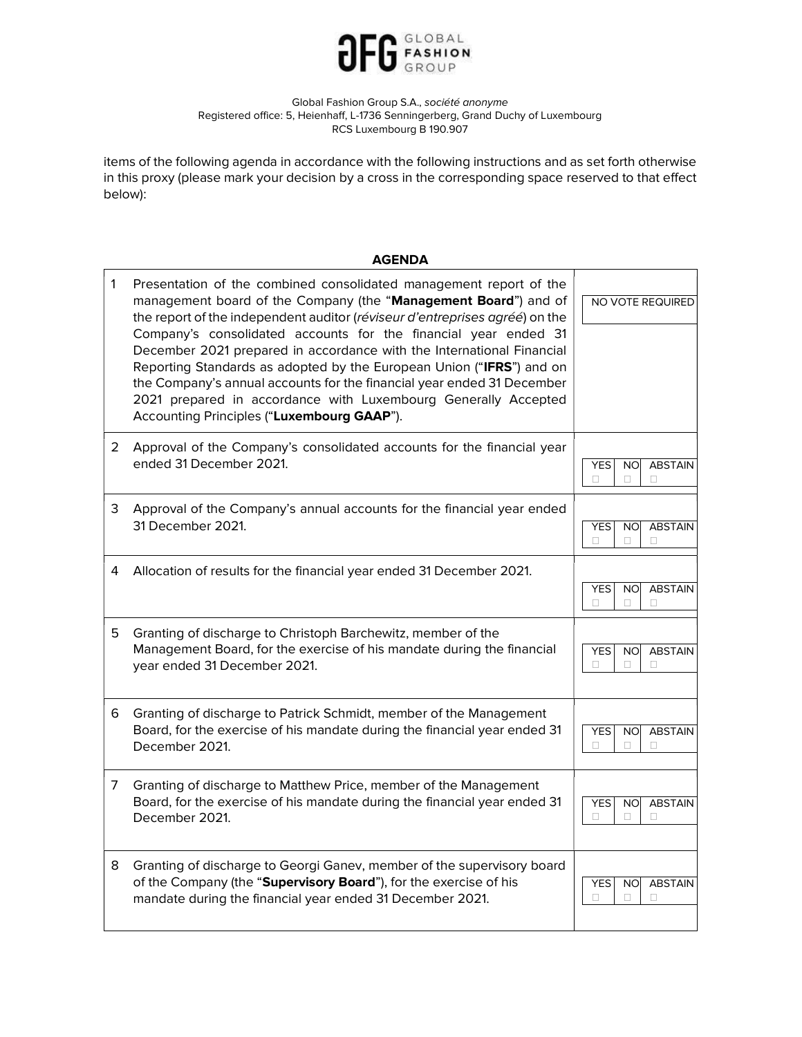Global Fashion Group S.A., *société anonyme*
Registered office: 5, Heienhaff, L-1736 Senningerberg, Grand Duchy of Luxembourg
RCS Luxembourg B 190.907

items of the following agenda in accordance with the following instructions and as set forth otherwise in this proxy (please mark your decision by a cross in the corresponding space reserved to that effect below):

## AGENDA

| | | |
|---|---|---|
| 1 | Presentation of the combined consolidated management report of the management board of the Company (the "**Management Board**") and of the report of the independent auditor (*réviseur d'entreprises agréé*) on the Company's consolidated accounts for the financial year ended 31 December 2021 prepared in accordance with the International Financial Reporting Standards as adopted by the European Union ("**IFRS**") and on the Company's annual accounts for the financial year ended 31 December 2021 prepared in accordance with Luxembourg Generally Accepted Accounting Principles ("**Luxembourg GAAP**"). | NO VOTE REQUIRED |
| 2 | Approval of the Company's consolidated accounts for the financial year ended 31 December 2021. | YES ☐ NO ☐ ABSTAIN ☐ |
| 3 | Approval of the Company's annual accounts for the financial year ended 31 December 2021. | YES ☐ NO ☐ ABSTAIN ☐ |
| 4 | Allocation of results for the financial year ended 31 December 2021. | YES ☐ NO ☐ ABSTAIN ☐ |
| 5 | Granting of discharge to Christoph Barchewitz, member of the Management Board, for the exercise of his mandate during the financial year ended 31 December 2021. | YES ☐ NO ☐ ABSTAIN ☐ |
| 6 | Granting of discharge to Patrick Schmidt, member of the Management Board, for the exercise of his mandate during the financial year ended 31 December 2021. | YES ☐ NO ☐ ABSTAIN ☐ |
| 7 | Granting of discharge to Matthew Price, member of the Management Board, for the exercise of his mandate during the financial year ended 31 December 2021. | YES ☐ NO ☐ ABSTAIN ☐ |
| 8 | Granting of discharge to Georgi Ganev, member of the supervisory board of the Company (the "**Supervisory Board**"), for the exercise of his mandate during the financial year ended 31 December 2021. | YES ☐ NO ☐ ABSTAIN ☐ |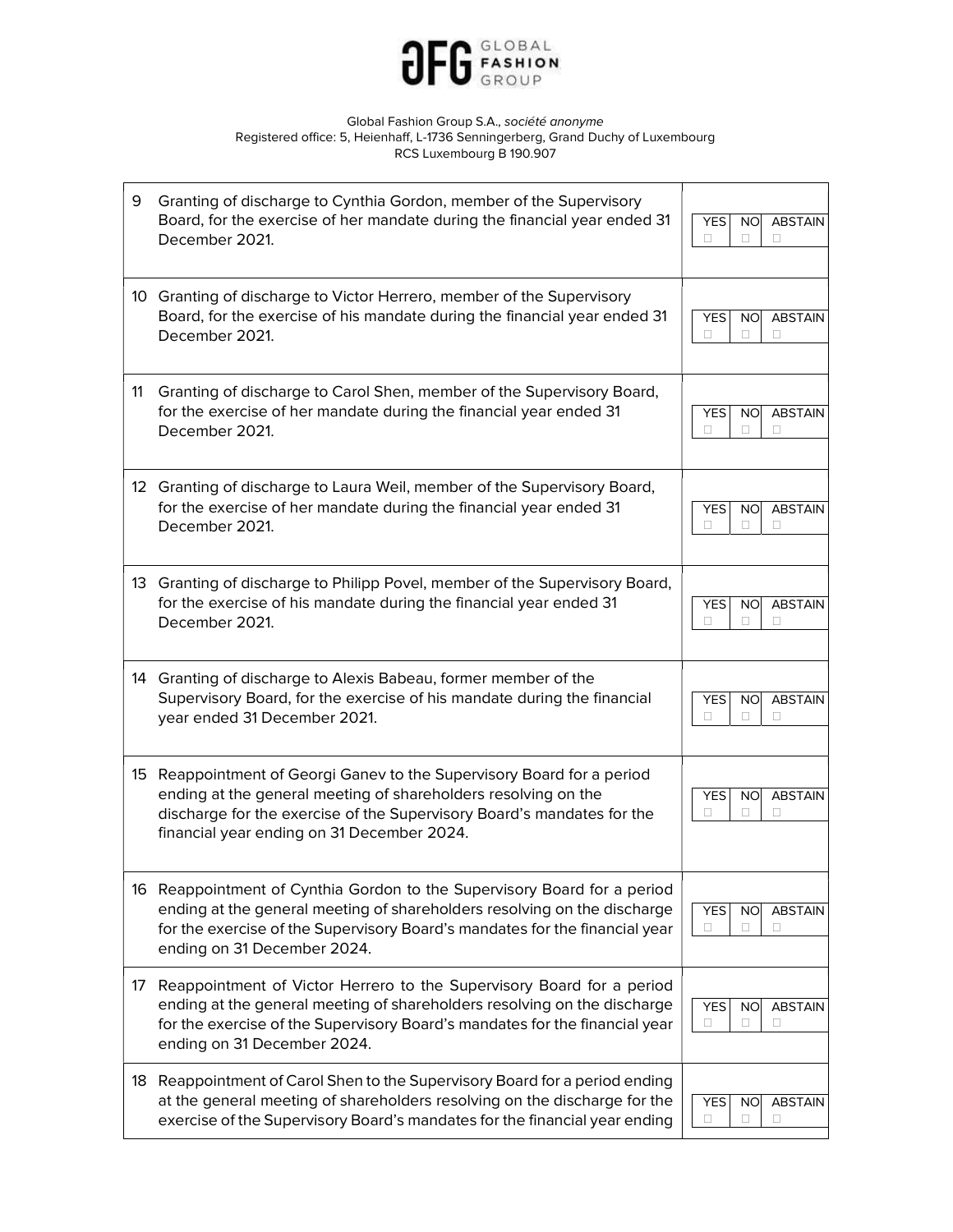Global Fashion Group S.A., *société anonyme*
Registered office: 5, Heienhaff, L-1736 Senningerberg, Grand Duchy of Luxembourg
RCS Luxembourg B 190.907

| No. | Resolution | Vote |
|---|---|---|
| 9 | Granting of discharge to Cynthia Gordon, member of the Supervisory Board, for the exercise of her mandate during the financial year ended 31 December 2021. | YES ☐ NO ☐ ABSTAIN ☐ |
| 10 | Granting of discharge to Victor Herrero, member of the Supervisory Board, for the exercise of his mandate during the financial year ended 31 December 2021. | YES ☐ NO ☐ ABSTAIN ☐ |
| 11 | Granting of discharge to Carol Shen, member of the Supervisory Board, for the exercise of her mandate during the financial year ended 31 December 2021. | YES ☐ NO ☐ ABSTAIN ☐ |
| 12 | Granting of discharge to Laura Weil, member of the Supervisory Board, for the exercise of her mandate during the financial year ended 31 December 2021. | YES ☐ NO ☐ ABSTAIN ☐ |
| 13 | Granting of discharge to Philipp Povel, member of the Supervisory Board, for the exercise of his mandate during the financial year ended 31 December 2021. | YES ☐ NO ☐ ABSTAIN ☐ |
| 14 | Granting of discharge to Alexis Babeau, former member of the Supervisory Board, for the exercise of his mandate during the financial year ended 31 December 2021. | YES ☐ NO ☐ ABSTAIN ☐ |
| 15 | Reappointment of Georgi Ganev to the Supervisory Board for a period ending at the general meeting of shareholders resolving on the discharge for the exercise of the Supervisory Board's mandates for the financial year ending on 31 December 2024. | YES ☐ NO ☐ ABSTAIN ☐ |
| 16 | Reappointment of Cynthia Gordon to the Supervisory Board for a period ending at the general meeting of shareholders resolving on the discharge for the exercise of the Supervisory Board's mandates for the financial year ending on 31 December 2024. | YES ☐ NO ☐ ABSTAIN ☐ |
| 17 | Reappointment of Victor Herrero to the Supervisory Board for a period ending at the general meeting of shareholders resolving on the discharge for the exercise of the Supervisory Board's mandates for the financial year ending on 31 December 2024. | YES ☐ NO ☐ ABSTAIN ☐ |
| 18 | Reappointment of Carol Shen to the Supervisory Board for a period ending at the general meeting of shareholders resolving on the discharge for the exercise of the Supervisory Board's mandates for the financial year ending | YES ☐ NO ☐ ABSTAIN ☐ |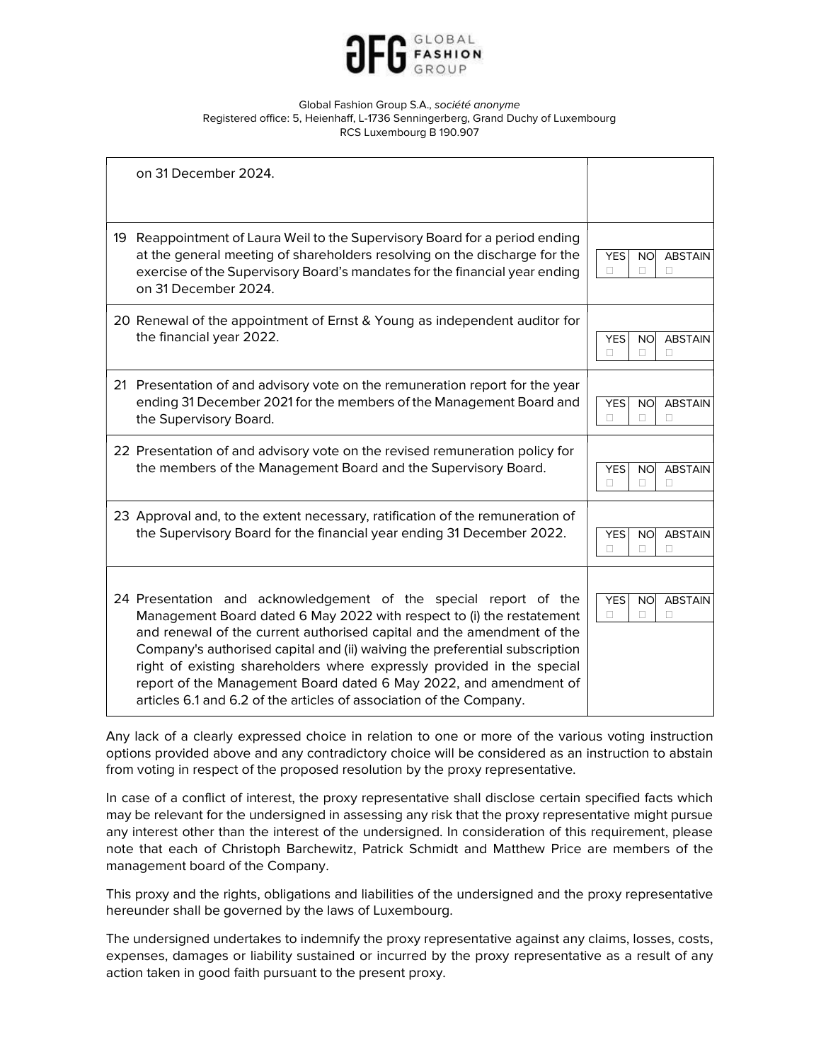Global Fashion Group S.A., *société anonyme*
Registered office: 5, Heienhaff, L-1736 Senningerberg, Grand Duchy of Luxembourg
RCS Luxembourg B 190.907

| | | |
|---|---|---|
| | on 31 December 2024. | |
| 19 | Reappointment of Laura Weil to the Supervisory Board for a period ending at the general meeting of shareholders resolving on the discharge for the exercise of the Supervisory Board's mandates for the financial year ending on 31 December 2024. | YES □ NO □ ABSTAIN □ |
| 20 | Renewal of the appointment of Ernst & Young as independent auditor for the financial year 2022. | YES □ NO □ ABSTAIN □ |
| 21 | Presentation of and advisory vote on the remuneration report for the year ending 31 December 2021 for the members of the Management Board and the Supervisory Board. | YES □ NO □ ABSTAIN □ |
| 22 | Presentation of and advisory vote on the revised remuneration policy for the members of the Management Board and the Supervisory Board. | YES □ NO □ ABSTAIN □ |
| 23 | Approval and, to the extent necessary, ratification of the remuneration of the Supervisory Board for the financial year ending 31 December 2022. | YES □ NO □ ABSTAIN □ |
| 24 | Presentation and acknowledgement of the special report of the Management Board dated 6 May 2022 with respect to (i) the restatement and renewal of the current authorised capital and the amendment of the Company's authorised capital and (ii) waiving the preferential subscription right of existing shareholders where expressly provided in the special report of the Management Board dated 6 May 2022, and amendment of articles 6.1 and 6.2 of the articles of association of the Company. | YES □ NO □ ABSTAIN □ |

Any lack of a clearly expressed choice in relation to one or more of the various voting instruction options provided above and any contradictory choice will be considered as an instruction to abstain from voting in respect of the proposed resolution by the proxy representative.

In case of a conflict of interest, the proxy representative shall disclose certain specified facts which may be relevant for the undersigned in assessing any risk that the proxy representative might pursue any interest other than the interest of the undersigned. In consideration of this requirement, please note that each of Christoph Barchewitz, Patrick Schmidt and Matthew Price are members of the management board of the Company.

This proxy and the rights, obligations and liabilities of the undersigned and the proxy representative hereunder shall be governed by the laws of Luxembourg.

The undersigned undertakes to indemnify the proxy representative against any claims, losses, costs, expenses, damages or liability sustained or incurred by the proxy representative as a result of any action taken in good faith pursuant to the present proxy.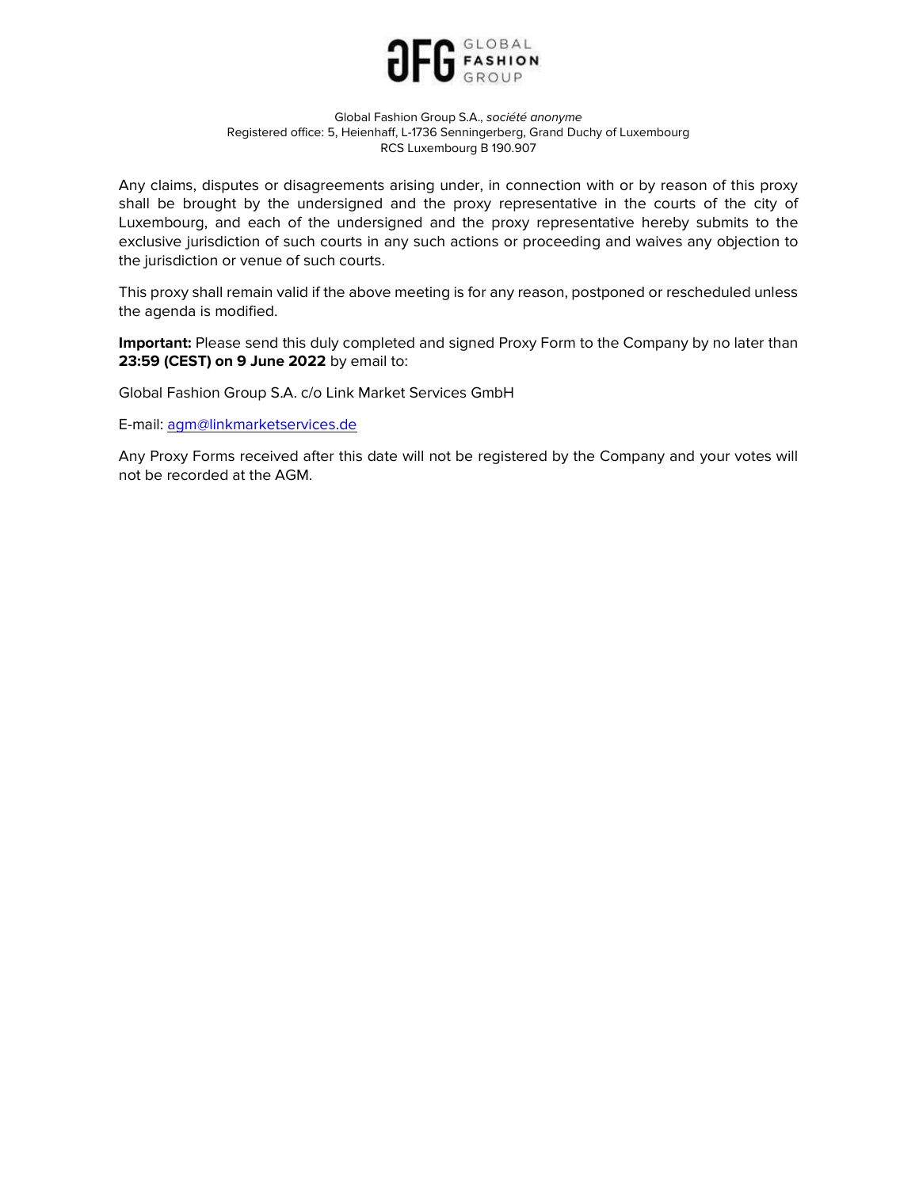Global Fashion Group S.A., *société anonyme*
Registered office: 5, Heienhaff, L-1736 Senningerberg, Grand Duchy of Luxembourg
RCS Luxembourg B 190.907

Any claims, disputes or disagreements arising under, in connection with or by reason of this proxy shall be brought by the undersigned and the proxy representative in the courts of the city of Luxembourg, and each of the undersigned and the proxy representative hereby submits to the exclusive jurisdiction of such courts in any such actions or proceeding and waives any objection to the jurisdiction or venue of such courts.

This proxy shall remain valid if the above meeting is for any reason, postponed or rescheduled unless the agenda is modified.

**Important:** Please send this duly completed and signed Proxy Form to the Company by no later than **23:59 (CEST) on 9 June 2022** by email to:

Global Fashion Group S.A. c/o Link Market Services GmbH

E-mail: agm@linkmarketservices.de

Any Proxy Forms received after this date will not be registered by the Company and your votes will not be recorded at the AGM.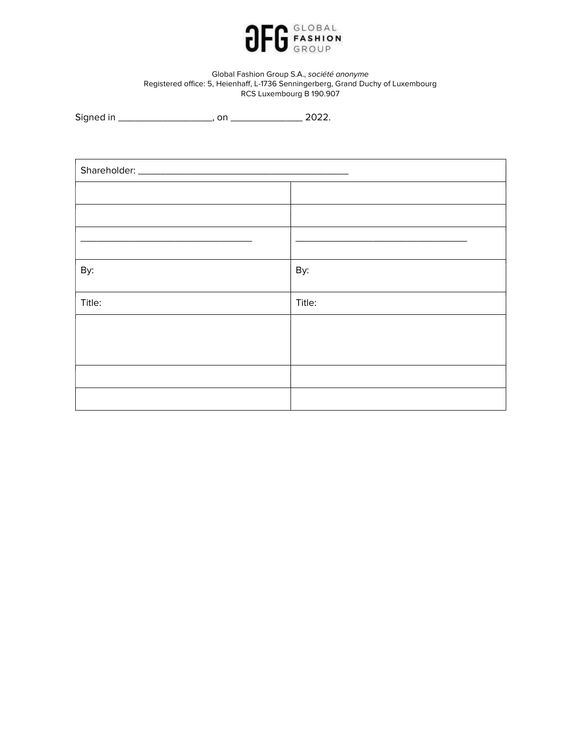Global Fashion Group S.A., *société anonyme*
Registered office: 5, Heienhaff, L-1736 Senningerberg, Grand Duchy of Luxembourg
RCS Luxembourg B 190.907

Signed in ____________________, on _______________ 2022.

| Shareholder: ______________________________________________ | |
|---|---|
| | |
| | |
| ____________________________________ | ____________________________________ |
| By: | By: |
| Title: | Title: |
| | |
| | |
| | |